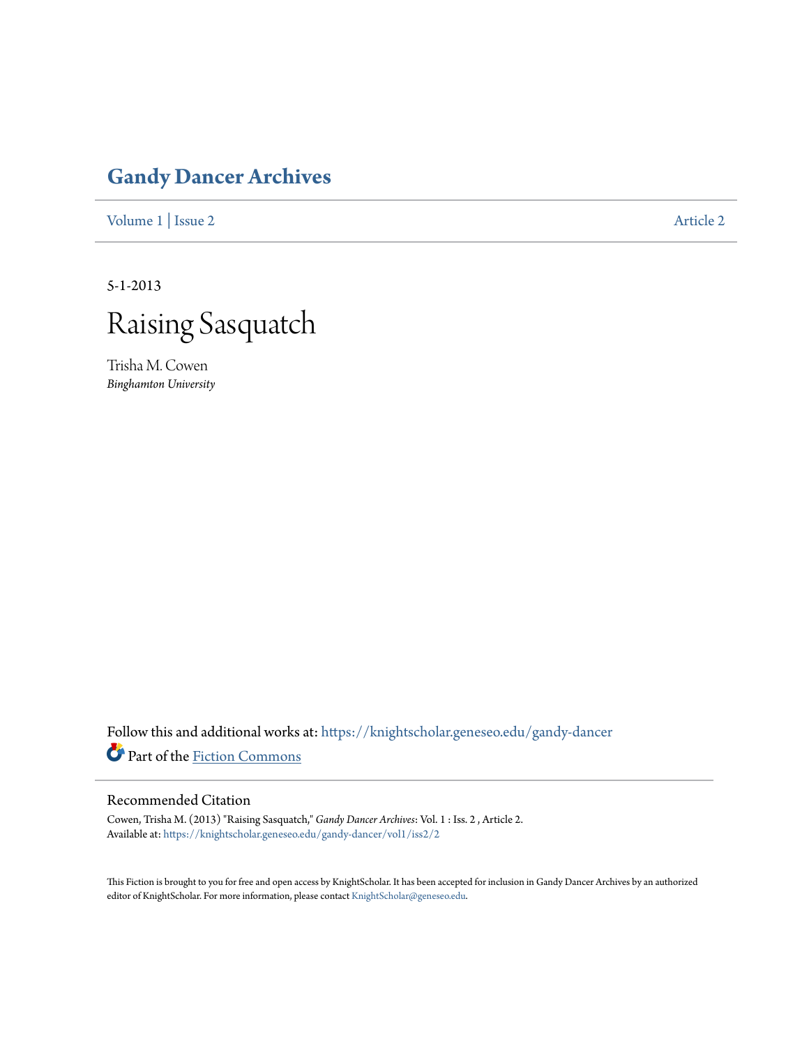# Gandy Dancer Archives

Volume 1 | Issue 2 | Article 2

5-1-2013

# Raising Sasquatch

Trisha M. Cowen
*Binghamton University*

Follow this and additional works at: https://knightscholar.geneseo.edu/gandy-dancer

Part of the Fiction Commons

## Recommended Citation

Cowen, Trisha M. (2013) "Raising Sasquatch," *Gandy Dancer Archives*: Vol. 1 : Iss. 2 , Article 2.
Available at: https://knightscholar.geneseo.edu/gandy-dancer/vol1/iss2/2

This Fiction is brought to you for free and open access by KnightScholar. It has been accepted for inclusion in Gandy Dancer Archives by an authorized editor of KnightScholar. For more information, please contact KnightScholar@geneseo.edu.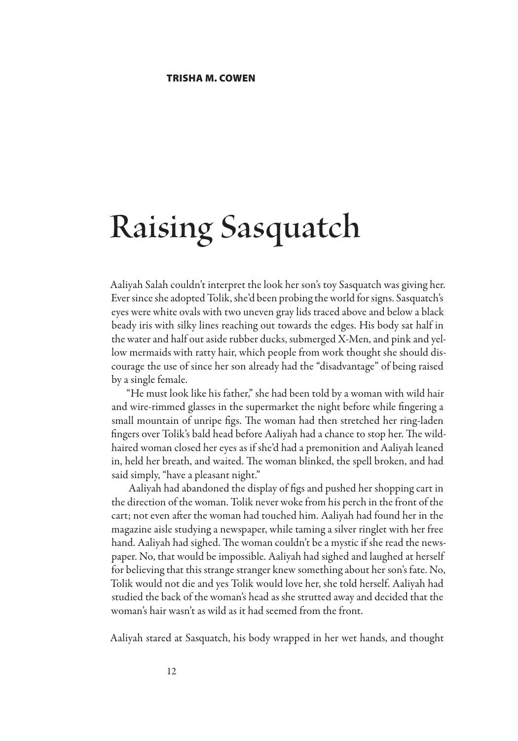# Raising Sasquatch

Aaliyah Salah couldn't interpret the look her son's toy Sasquatch was giving her. Ever since she adopted Tolik, she'd been probing the world for signs. Sasquatch's eyes were white ovals with two uneven gray lids traced above and below a black beady iris with silky lines reaching out towards the edges. His body sat half in the water and half out aside rubber ducks, submerged X-Men, and pink and yellow mermaids with ratty hair, which people from work thought she should discourage the use of since her son already had the "disadvantage" of being raised by a single female.

"He must look like his father," she had been told by a woman with wild hair and wire-rimmed glasses in the supermarket the night before while fingering a small mountain of unripe figs. The woman had then stretched her ring-laden fingers over Tolik's bald head before Aaliyah had a chance to stop her. The wild-haired woman closed her eyes as if she'd had a premonition and Aaliyah leaned in, held her breath, and waited. The woman blinked, the spell broken, and had said simply, "have a pleasant night."

Aaliyah had abandoned the display of figs and pushed her shopping cart in the direction of the woman. Tolik never woke from his perch in the front of the cart; not even after the woman had touched him. Aaliyah had found her in the magazine aisle studying a newspaper, while taming a silver ringlet with her free hand. Aaliyah had sighed. The woman couldn't be a mystic if she read the newspaper. No, that would be impossible. Aaliyah had sighed and laughed at herself for believing that this strange stranger knew something about her son's fate. No, Tolik would not die and yes Tolik would love her, she told herself. Aaliyah had studied the back of the woman's head as she strutted away and decided that the woman's hair wasn't as wild as it had seemed from the front.

Aaliyah stared at Sasquatch, his body wrapped in her wet hands, and thought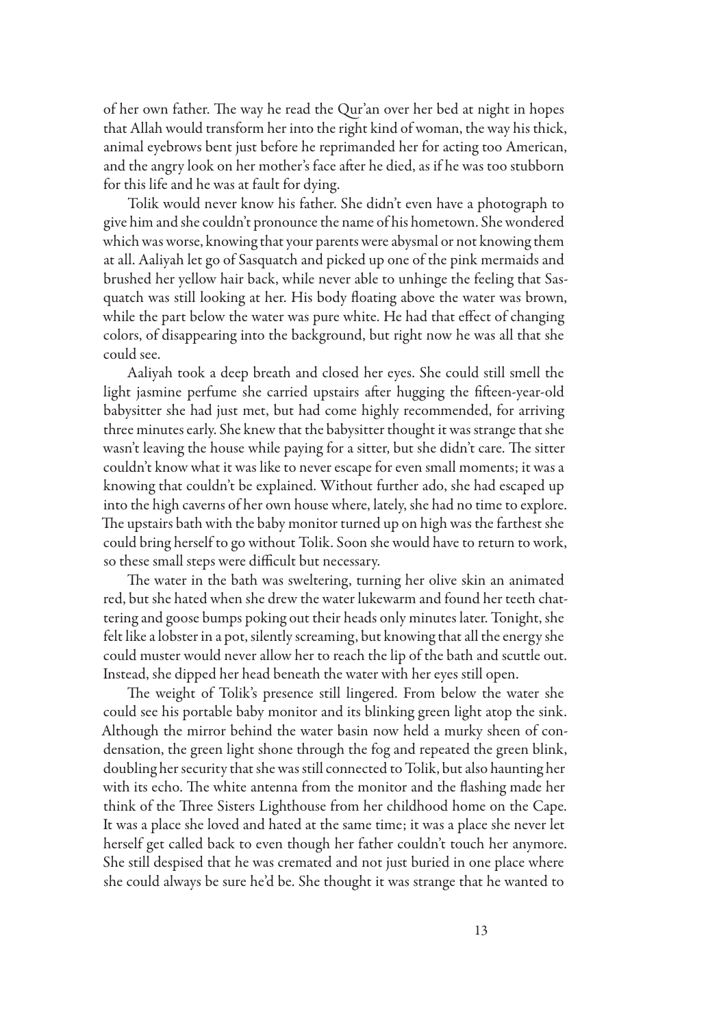of her own father. The way he read the Qur'an over her bed at night in hopes that Allah would transform her into the right kind of woman, the way his thick, animal eyebrows bent just before he reprimanded her for acting too American, and the angry look on her mother's face after he died, as if he was too stubborn for this life and he was at fault for dying.

Tolik would never know his father. She didn't even have a photograph to give him and she couldn't pronounce the name of his hometown. She wondered which was worse, knowing that your parents were abysmal or not knowing them at all. Aaliyah let go of Sasquatch and picked up one of the pink mermaids and brushed her yellow hair back, while never able to unhinge the feeling that Sasquatch was still looking at her. His body floating above the water was brown, while the part below the water was pure white. He had that effect of changing colors, of disappearing into the background, but right now he was all that she could see.

Aaliyah took a deep breath and closed her eyes. She could still smell the light jasmine perfume she carried upstairs after hugging the fifteen-year-old babysitter she had just met, but had come highly recommended, for arriving three minutes early. She knew that the babysitter thought it was strange that she wasn't leaving the house while paying for a sitter, but she didn't care. The sitter couldn't know what it was like to never escape for even small moments; it was a knowing that couldn't be explained. Without further ado, she had escaped up into the high caverns of her own house where, lately, she had no time to explore. The upstairs bath with the baby monitor turned up on high was the farthest she could bring herself to go without Tolik. Soon she would have to return to work, so these small steps were difficult but necessary.

The water in the bath was sweltering, turning her olive skin an animated red, but she hated when she drew the water lukewarm and found her teeth chattering and goose bumps poking out their heads only minutes later. Tonight, she felt like a lobster in a pot, silently screaming, but knowing that all the energy she could muster would never allow her to reach the lip of the bath and scuttle out. Instead, she dipped her head beneath the water with her eyes still open.

The weight of Tolik's presence still lingered. From below the water she could see his portable baby monitor and its blinking green light atop the sink. Although the mirror behind the water basin now held a murky sheen of condensation, the green light shone through the fog and repeated the green blink, doubling her security that she was still connected to Tolik, but also haunting her with its echo. The white antenna from the monitor and the flashing made her think of the Three Sisters Lighthouse from her childhood home on the Cape. It was a place she loved and hated at the same time; it was a place she never let herself get called back to even though her father couldn't touch her anymore. She still despised that he was cremated and not just buried in one place where she could always be sure he'd be. She thought it was strange that he wanted to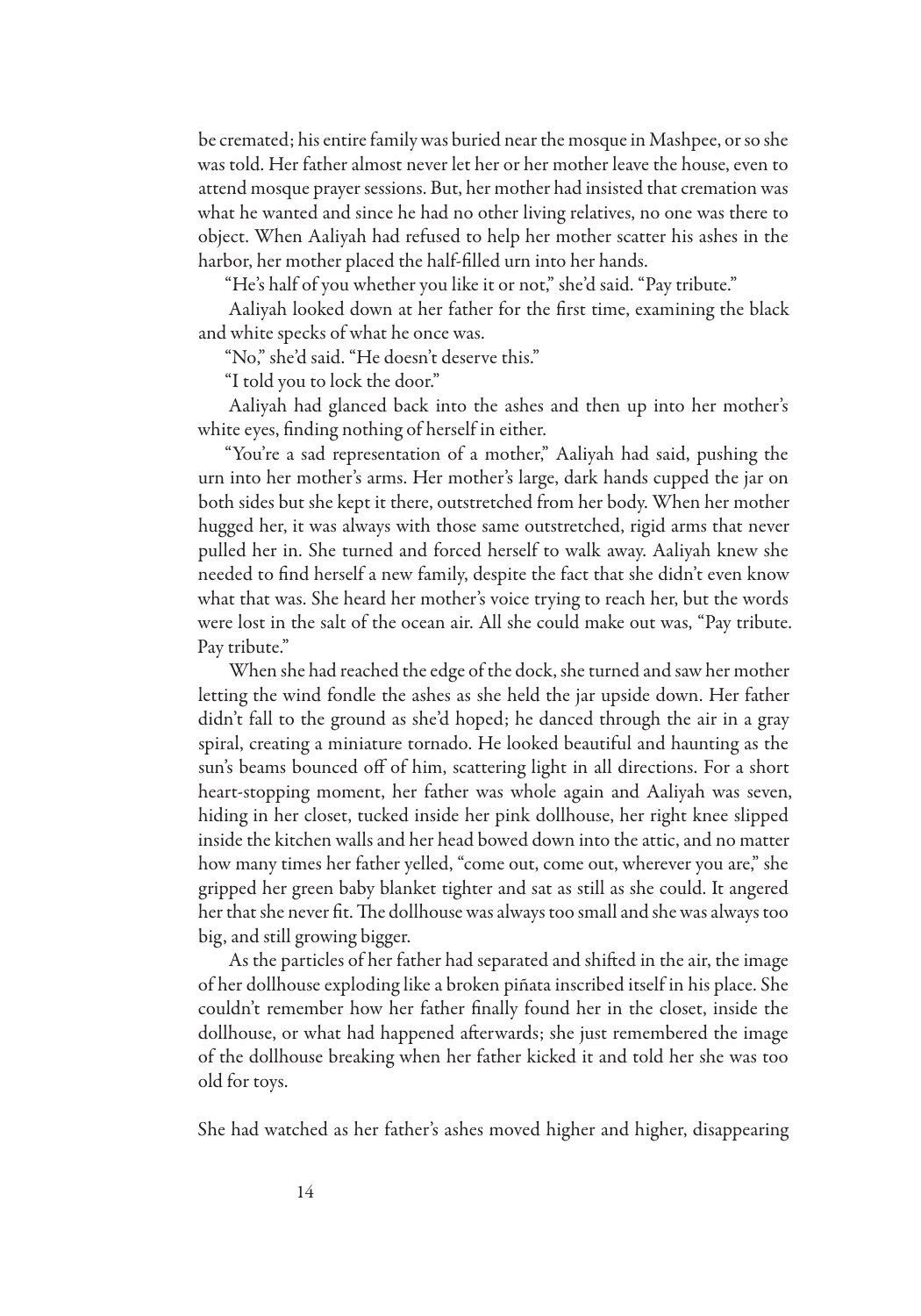be cremated; his entire family was buried near the mosque in Mashpee, or so she was told. Her father almost never let her or her mother leave the house, even to attend mosque prayer sessions. But, her mother had insisted that cremation was what he wanted and since he had no other living relatives, no one was there to object. When Aaliyah had refused to help her mother scatter his ashes in the harbor, her mother placed the half-filled urn into her hands.

"He's half of you whether you like it or not," she'd said. "Pay tribute."

Aaliyah looked down at her father for the first time, examining the black and white specks of what he once was.

"No," she'd said. "He doesn't deserve this."

"I told you to lock the door."

Aaliyah had glanced back into the ashes and then up into her mother's white eyes, finding nothing of herself in either.

"You're a sad representation of a mother," Aaliyah had said, pushing the urn into her mother's arms. Her mother's large, dark hands cupped the jar on both sides but she kept it there, outstretched from her body. When her mother hugged her, it was always with those same outstretched, rigid arms that never pulled her in. She turned and forced herself to walk away. Aaliyah knew she needed to find herself a new family, despite the fact that she didn't even know what that was. She heard her mother's voice trying to reach her, but the words were lost in the salt of the ocean air. All she could make out was, "Pay tribute. Pay tribute."

When she had reached the edge of the dock, she turned and saw her mother letting the wind fondle the ashes as she held the jar upside down. Her father didn't fall to the ground as she'd hoped; he danced through the air in a gray spiral, creating a miniature tornado. He looked beautiful and haunting as the sun's beams bounced off of him, scattering light in all directions. For a short heart-stopping moment, her father was whole again and Aaliyah was seven, hiding in her closet, tucked inside her pink dollhouse, her right knee slipped inside the kitchen walls and her head bowed down into the attic, and no matter how many times her father yelled, "come out, come out, wherever you are," she gripped her green baby blanket tighter and sat as still as she could. It angered her that she never fit. The dollhouse was always too small and she was always too big, and still growing bigger.

As the particles of her father had separated and shifted in the air, the image of her dollhouse exploding like a broken piñata inscribed itself in his place. She couldn't remember how her father finally found her in the closet, inside the dollhouse, or what had happened afterwards; she just remembered the image of the dollhouse breaking when her father kicked it and told her she was too old for toys.

She had watched as her father's ashes moved higher and higher, disappearing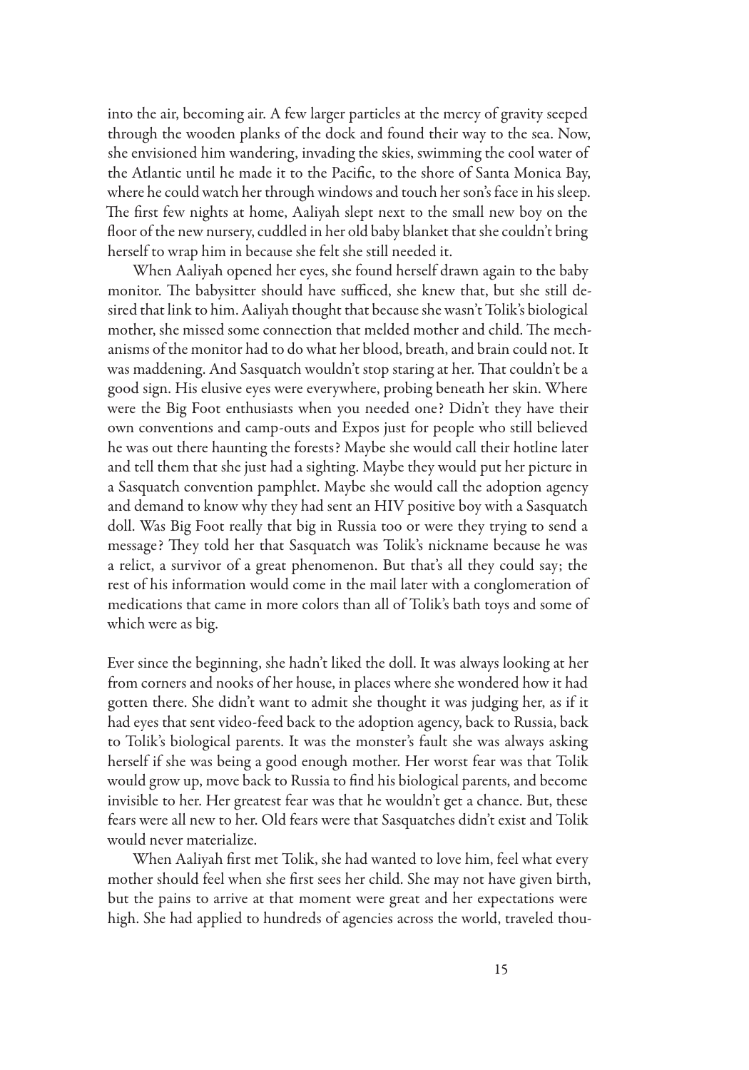into the air, becoming air. A few larger particles at the mercy of gravity seeped through the wooden planks of the dock and found their way to the sea. Now, she envisioned him wandering, invading the skies, swimming the cool water of the Atlantic until he made it to the Pacific, to the shore of Santa Monica Bay, where he could watch her through windows and touch her son's face in his sleep. The first few nights at home, Aaliyah slept next to the small new boy on the floor of the new nursery, cuddled in her old baby blanket that she couldn't bring herself to wrap him in because she felt she still needed it.

When Aaliyah opened her eyes, she found herself drawn again to the baby monitor. The babysitter should have sufficed, she knew that, but she still desired that link to him. Aaliyah thought that because she wasn't Tolik's biological mother, she missed some connection that melded mother and child. The mechanisms of the monitor had to do what her blood, breath, and brain could not. It was maddening. And Sasquatch wouldn't stop staring at her. That couldn't be a good sign. His elusive eyes were everywhere, probing beneath her skin. Where were the Big Foot enthusiasts when you needed one? Didn't they have their own conventions and camp-outs and Expos just for people who still believed he was out there haunting the forests? Maybe she would call their hotline later and tell them that she just had a sighting. Maybe they would put her picture in a Sasquatch convention pamphlet. Maybe she would call the adoption agency and demand to know why they had sent an HIV positive boy with a Sasquatch doll. Was Big Foot really that big in Russia too or were they trying to send a message? They told her that Sasquatch was Tolik's nickname because he was a relict, a survivor of a great phenomenon. But that's all they could say; the rest of his information would come in the mail later with a conglomeration of medications that came in more colors than all of Tolik's bath toys and some of which were as big.

Ever since the beginning, she hadn't liked the doll. It was always looking at her from corners and nooks of her house, in places where she wondered how it had gotten there. She didn't want to admit she thought it was judging her, as if it had eyes that sent video-feed back to the adoption agency, back to Russia, back to Tolik's biological parents. It was the monster's fault she was always asking herself if she was being a good enough mother. Her worst fear was that Tolik would grow up, move back to Russia to find his biological parents, and become invisible to her. Her greatest fear was that he wouldn't get a chance. But, these fears were all new to her. Old fears were that Sasquatches didn't exist and Tolik would never materialize.

When Aaliyah first met Tolik, she had wanted to love him, feel what every mother should feel when she first sees her child. She may not have given birth, but the pains to arrive at that moment were great and her expectations were high. She had applied to hundreds of agencies across the world, traveled thou-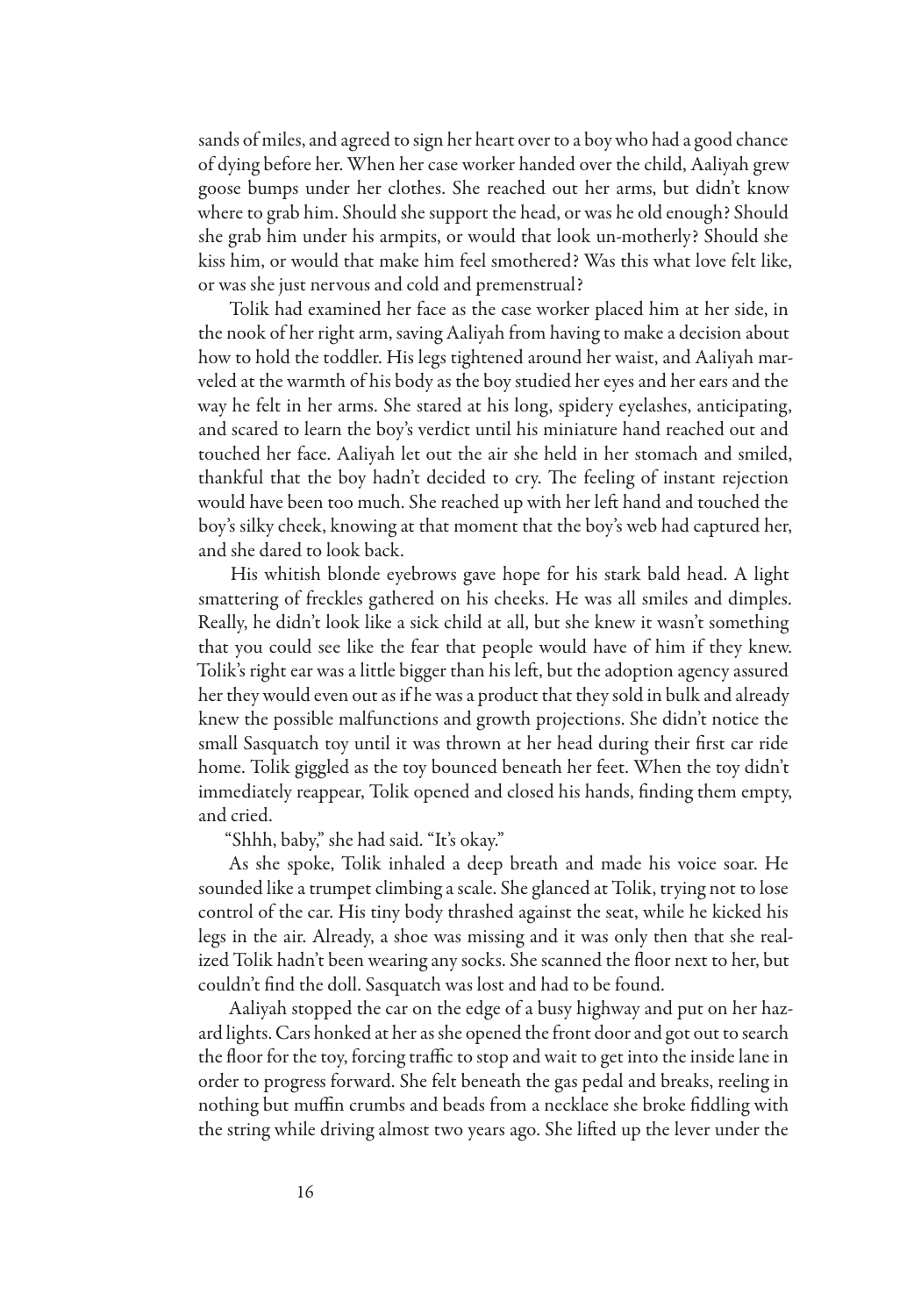sands of miles, and agreed to sign her heart over to a boy who had a good chance of dying before her. When her case worker handed over the child, Aaliyah grew goose bumps under her clothes. She reached out her arms, but didn't know where to grab him. Should she support the head, or was he old enough? Should she grab him under his armpits, or would that look un-motherly? Should she kiss him, or would that make him feel smothered? Was this what love felt like, or was she just nervous and cold and premenstrual?

Tolik had examined her face as the case worker placed him at her side, in the nook of her right arm, saving Aaliyah from having to make a decision about how to hold the toddler. His legs tightened around her waist, and Aaliyah marveled at the warmth of his body as the boy studied her eyes and her ears and the way he felt in her arms. She stared at his long, spidery eyelashes, anticipating, and scared to learn the boy's verdict until his miniature hand reached out and touched her face. Aaliyah let out the air she held in her stomach and smiled, thankful that the boy hadn't decided to cry. The feeling of instant rejection would have been too much. She reached up with her left hand and touched the boy's silky cheek, knowing at that moment that the boy's web had captured her, and she dared to look back.

His whitish blonde eyebrows gave hope for his stark bald head. A light smattering of freckles gathered on his cheeks. He was all smiles and dimples. Really, he didn't look like a sick child at all, but she knew it wasn't something that you could see like the fear that people would have of him if they knew. Tolik's right ear was a little bigger than his left, but the adoption agency assured her they would even out as if he was a product that they sold in bulk and already knew the possible malfunctions and growth projections. She didn't notice the small Sasquatch toy until it was thrown at her head during their first car ride home. Tolik giggled as the toy bounced beneath her feet. When the toy didn't immediately reappear, Tolik opened and closed his hands, finding them empty, and cried.

"Shhh, baby," she had said. "It's okay."

As she spoke, Tolik inhaled a deep breath and made his voice soar. He sounded like a trumpet climbing a scale. She glanced at Tolik, trying not to lose control of the car. His tiny body thrashed against the seat, while he kicked his legs in the air. Already, a shoe was missing and it was only then that she realized Tolik hadn't been wearing any socks. She scanned the floor next to her, but couldn't find the doll. Sasquatch was lost and had to be found.

Aaliyah stopped the car on the edge of a busy highway and put on her hazard lights. Cars honked at her as she opened the front door and got out to search the floor for the toy, forcing traffic to stop and wait to get into the inside lane in order to progress forward. She felt beneath the gas pedal and breaks, reeling in nothing but muffin crumbs and beads from a necklace she broke fiddling with the string while driving almost two years ago. She lifted up the lever under the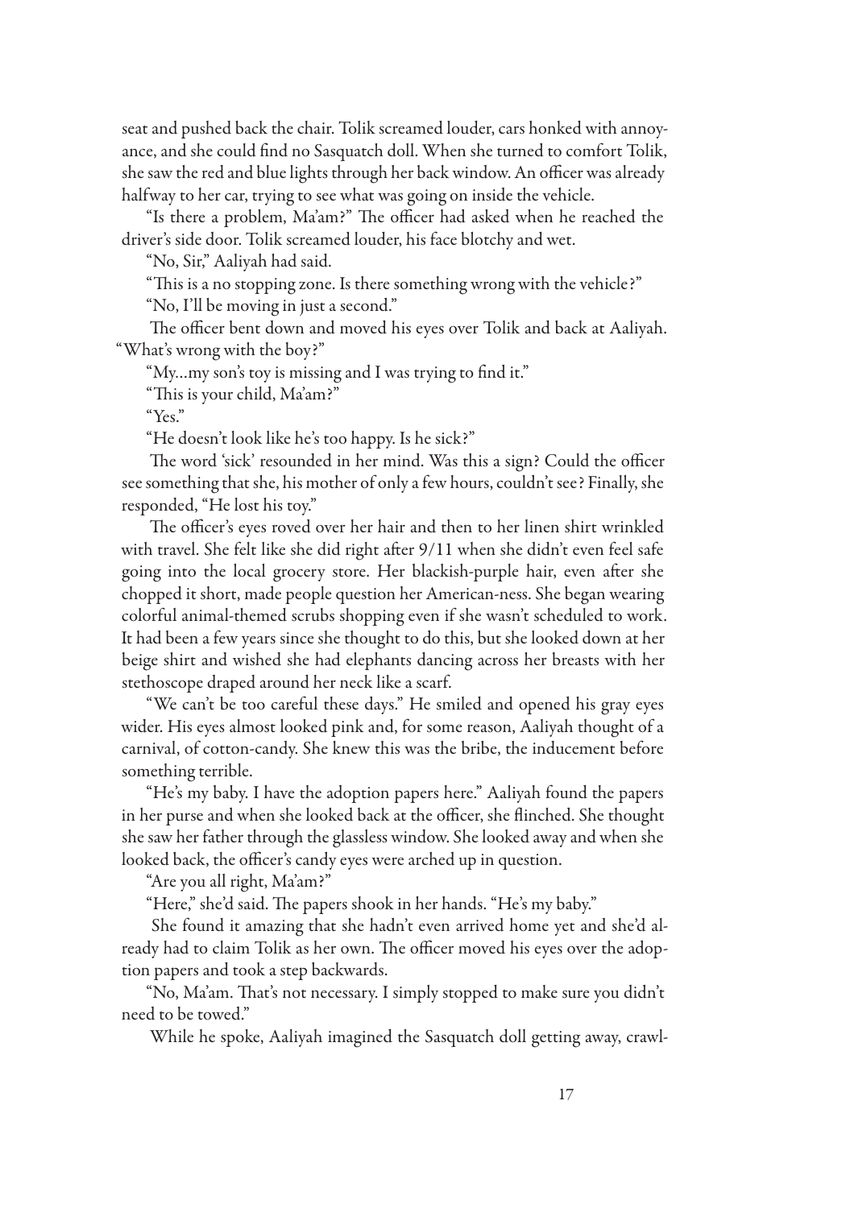seat and pushed back the chair. Tolik screamed louder, cars honked with annoyance, and she could find no Sasquatch doll. When she turned to comfort Tolik, she saw the red and blue lights through her back window. An officer was already halfway to her car, trying to see what was going on inside the vehicle.

"Is there a problem, Ma'am?" The officer had asked when he reached the driver's side door. Tolik screamed louder, his face blotchy and wet.

"No, Sir," Aaliyah had said.

"This is a no stopping zone. Is there something wrong with the vehicle?"

"No, I'll be moving in just a second."

The officer bent down and moved his eyes over Tolik and back at Aaliyah. "What's wrong with the boy?"

"My…my son's toy is missing and I was trying to find it."

"This is your child, Ma'am?"

"Yes."

"He doesn't look like he's too happy. Is he sick?"

The word 'sick' resounded in her mind. Was this a sign? Could the officer see something that she, his mother of only a few hours, couldn't see? Finally, she responded, "He lost his toy."

The officer's eyes roved over her hair and then to her linen shirt wrinkled with travel. She felt like she did right after 9/11 when she didn't even feel safe going into the local grocery store. Her blackish-purple hair, even after she chopped it short, made people question her American-ness. She began wearing colorful animal-themed scrubs shopping even if she wasn't scheduled to work. It had been a few years since she thought to do this, but she looked down at her beige shirt and wished she had elephants dancing across her breasts with her stethoscope draped around her neck like a scarf.

"We can't be too careful these days." He smiled and opened his gray eyes wider. His eyes almost looked pink and, for some reason, Aaliyah thought of a carnival, of cotton-candy. She knew this was the bribe, the inducement before something terrible.

"He's my baby. I have the adoption papers here." Aaliyah found the papers in her purse and when she looked back at the officer, she flinched. She thought she saw her father through the glassless window. She looked away and when she looked back, the officer's candy eyes were arched up in question.

"Are you all right, Ma'am?"

"Here," she'd said. The papers shook in her hands. "He's my baby."

She found it amazing that she hadn't even arrived home yet and she'd already had to claim Tolik as her own. The officer moved his eyes over the adoption papers and took a step backwards.

"No, Ma'am. That's not necessary. I simply stopped to make sure you didn't need to be towed."

While he spoke, Aaliyah imagined the Sasquatch doll getting away, crawl-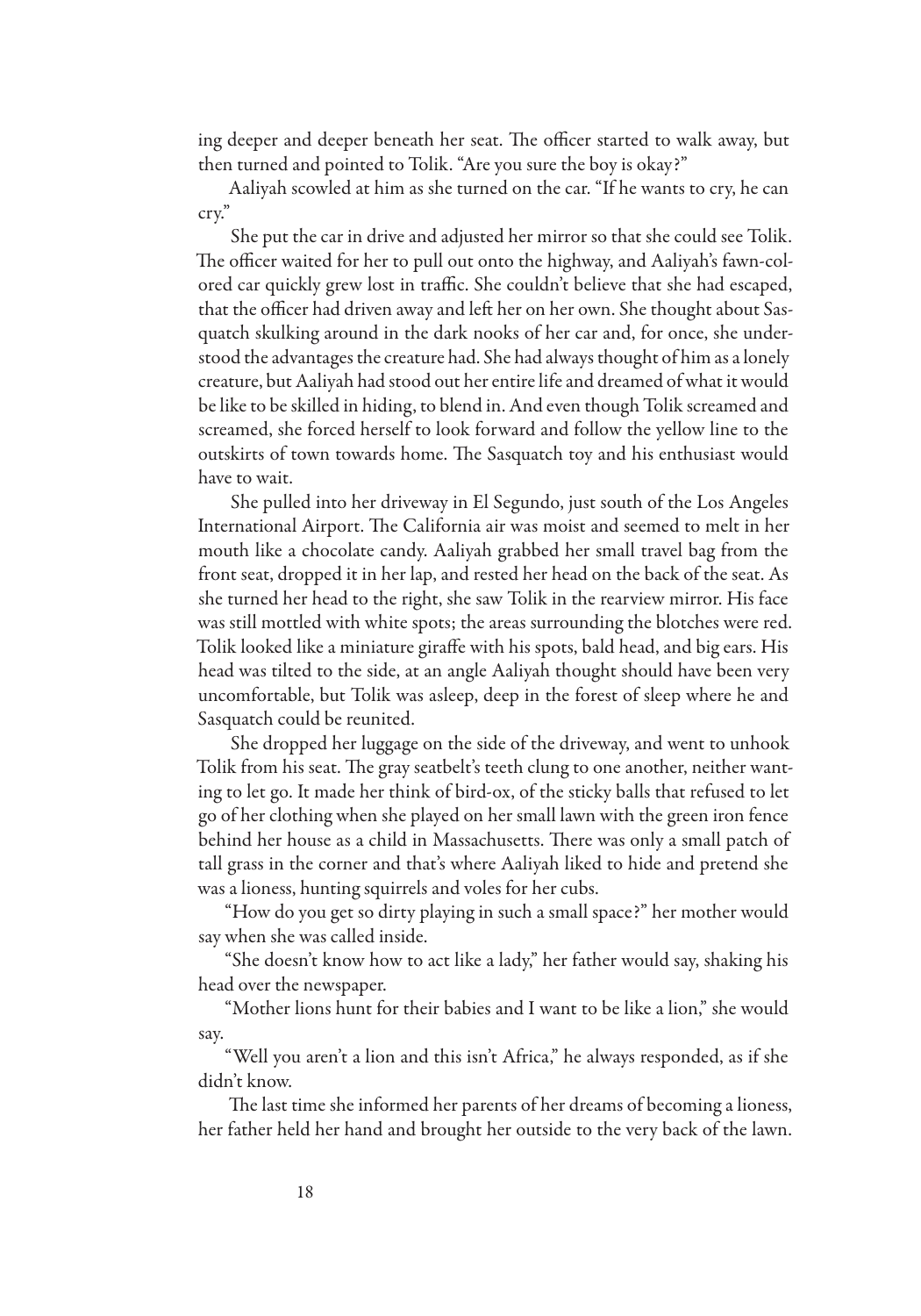ing deeper and deeper beneath her seat. The officer started to walk away, but then turned and pointed to Tolik. "Are you sure the boy is okay?"

Aaliyah scowled at him as she turned on the car. "If he wants to cry, he can cry."

She put the car in drive and adjusted her mirror so that she could see Tolik. The officer waited for her to pull out onto the highway, and Aaliyah's fawn-colored car quickly grew lost in traffic. She couldn't believe that she had escaped, that the officer had driven away and left her on her own. She thought about Sasquatch skulking around in the dark nooks of her car and, for once, she understood the advantages the creature had. She had always thought of him as a lonely creature, but Aaliyah had stood out her entire life and dreamed of what it would be like to be skilled in hiding, to blend in. And even though Tolik screamed and screamed, she forced herself to look forward and follow the yellow line to the outskirts of town towards home. The Sasquatch toy and his enthusiast would have to wait.

She pulled into her driveway in El Segundo, just south of the Los Angeles International Airport. The California air was moist and seemed to melt in her mouth like a chocolate candy. Aaliyah grabbed her small travel bag from the front seat, dropped it in her lap, and rested her head on the back of the seat. As she turned her head to the right, she saw Tolik in the rearview mirror. His face was still mottled with white spots; the areas surrounding the blotches were red. Tolik looked like a miniature giraffe with his spots, bald head, and big ears. His head was tilted to the side, at an angle Aaliyah thought should have been very uncomfortable, but Tolik was asleep, deep in the forest of sleep where he and Sasquatch could be reunited.

She dropped her luggage on the side of the driveway, and went to unhook Tolik from his seat. The gray seatbelt's teeth clung to one another, neither wanting to let go. It made her think of bird-ox, of the sticky balls that refused to let go of her clothing when she played on her small lawn with the green iron fence behind her house as a child in Massachusetts. There was only a small patch of tall grass in the corner and that's where Aaliyah liked to hide and pretend she was a lioness, hunting squirrels and voles for her cubs.

"How do you get so dirty playing in such a small space?" her mother would say when she was called inside.

"She doesn't know how to act like a lady," her father would say, shaking his head over the newspaper.

"Mother lions hunt for their babies and I want to be like a lion," she would say.

"Well you aren't a lion and this isn't Africa," he always responded, as if she didn't know.

The last time she informed her parents of her dreams of becoming a lioness, her father held her hand and brought her outside to the very back of the lawn.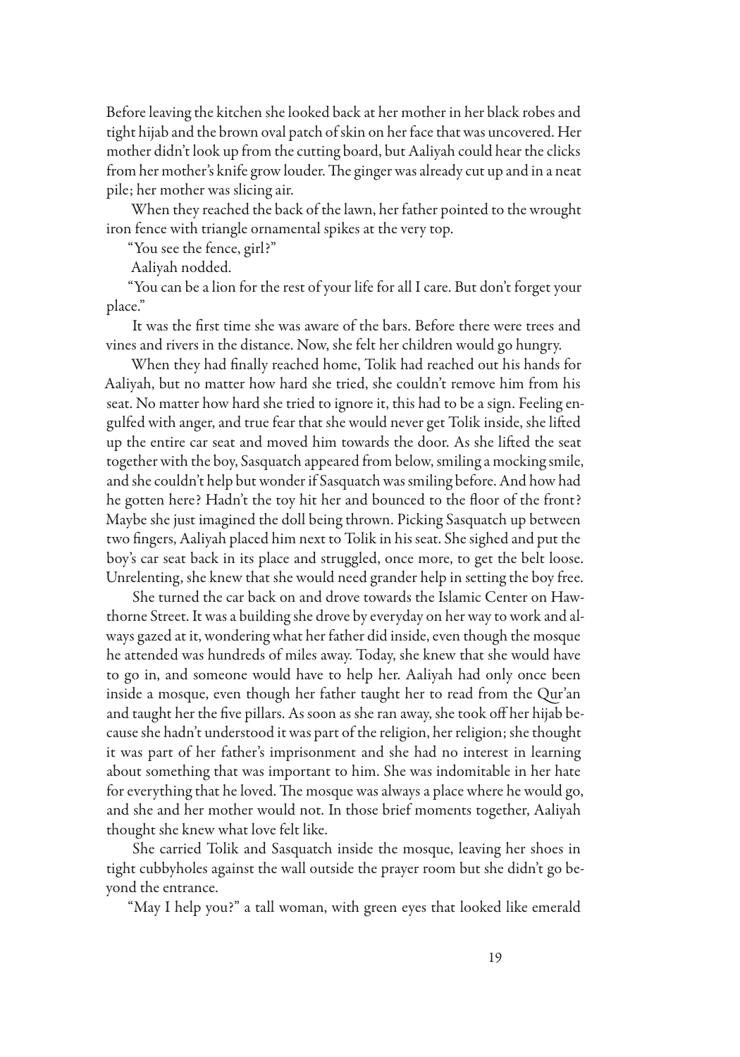Before leaving the kitchen she looked back at her mother in her black robes and tight hijab and the brown oval patch of skin on her face that was uncovered. Her mother didn't look up from the cutting board, but Aaliyah could hear the clicks from her mother's knife grow louder. The ginger was already cut up and in a neat pile; her mother was slicing air.

When they reached the back of the lawn, her father pointed to the wrought iron fence with triangle ornamental spikes at the very top.

"You see the fence, girl?"

Aaliyah nodded.

"You can be a lion for the rest of your life for all I care. But don't forget your place."

It was the first time she was aware of the bars. Before there were trees and vines and rivers in the distance. Now, she felt her children would go hungry.

When they had finally reached home, Tolik had reached out his hands for Aaliyah, but no matter how hard she tried, she couldn't remove him from his seat. No matter how hard she tried to ignore it, this had to be a sign. Feeling engulfed with anger, and true fear that she would never get Tolik inside, she lifted up the entire car seat and moved him towards the door. As she lifted the seat together with the boy, Sasquatch appeared from below, smiling a mocking smile, and she couldn't help but wonder if Sasquatch was smiling before. And how had he gotten here? Hadn't the toy hit her and bounced to the floor of the front? Maybe she just imagined the doll being thrown. Picking Sasquatch up between two fingers, Aaliyah placed him next to Tolik in his seat. She sighed and put the boy's car seat back in its place and struggled, once more, to get the belt loose. Unrelenting, she knew that she would need grander help in setting the boy free.

She turned the car back on and drove towards the Islamic Center on Hawthorne Street. It was a building she drove by everyday on her way to work and always gazed at it, wondering what her father did inside, even though the mosque he attended was hundreds of miles away. Today, she knew that she would have to go in, and someone would have to help her. Aaliyah had only once been inside a mosque, even though her father taught her to read from the Qur'an and taught her the five pillars. As soon as she ran away, she took off her hijab because she hadn't understood it was part of the religion, her religion; she thought it was part of her father's imprisonment and she had no interest in learning about something that was important to him. She was indomitable in her hate for everything that he loved. The mosque was always a place where he would go, and she and her mother would not. In those brief moments together, Aaliyah thought she knew what love felt like.

She carried Tolik and Sasquatch inside the mosque, leaving her shoes in tight cubbyholes against the wall outside the prayer room but she didn't go beyond the entrance.

"May I help you?" a tall woman, with green eyes that looked like emerald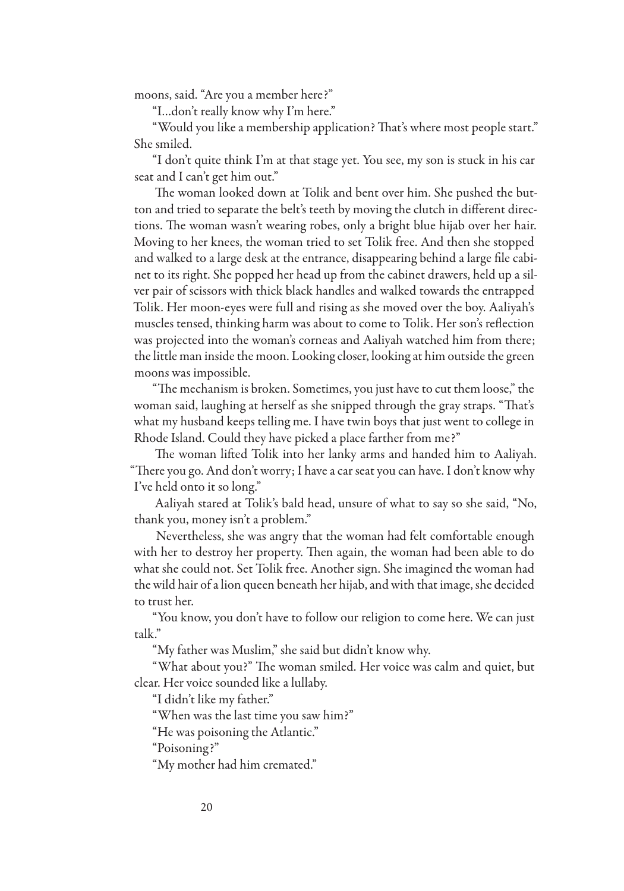moons, said. "Are you a member here?"

"I…don't really know why I'm here."

"Would you like a membership application? That's where most people start." She smiled.

"I don't quite think I'm at that stage yet. You see, my son is stuck in his car seat and I can't get him out."

The woman looked down at Tolik and bent over him. She pushed the button and tried to separate the belt's teeth by moving the clutch in different directions. The woman wasn't wearing robes, only a bright blue hijab over her hair. Moving to her knees, the woman tried to set Tolik free. And then she stopped and walked to a large desk at the entrance, disappearing behind a large file cabinet to its right. She popped her head up from the cabinet drawers, held up a silver pair of scissors with thick black handles and walked towards the entrapped Tolik. Her moon-eyes were full and rising as she moved over the boy. Aaliyah's muscles tensed, thinking harm was about to come to Tolik. Her son's reflection was projected into the woman's corneas and Aaliyah watched him from there; the little man inside the moon. Looking closer, looking at him outside the green moons was impossible.

"The mechanism is broken. Sometimes, you just have to cut them loose," the woman said, laughing at herself as she snipped through the gray straps. "That's what my husband keeps telling me. I have twin boys that just went to college in Rhode Island. Could they have picked a place farther from me?"

The woman lifted Tolik into her lanky arms and handed him to Aaliyah. "There you go. And don't worry; I have a car seat you can have. I don't know why I've held onto it so long."

Aaliyah stared at Tolik's bald head, unsure of what to say so she said, "No, thank you, money isn't a problem."

Nevertheless, she was angry that the woman had felt comfortable enough with her to destroy her property. Then again, the woman had been able to do what she could not. Set Tolik free. Another sign. She imagined the woman had the wild hair of a lion queen beneath her hijab, and with that image, she decided to trust her.

"You know, you don't have to follow our religion to come here. We can just talk."

"My father was Muslim," she said but didn't know why.

"What about you?" The woman smiled. Her voice was calm and quiet, but clear. Her voice sounded like a lullaby.

"I didn't like my father."

"When was the last time you saw him?"

"He was poisoning the Atlantic."

"Poisoning?"

"My mother had him cremated."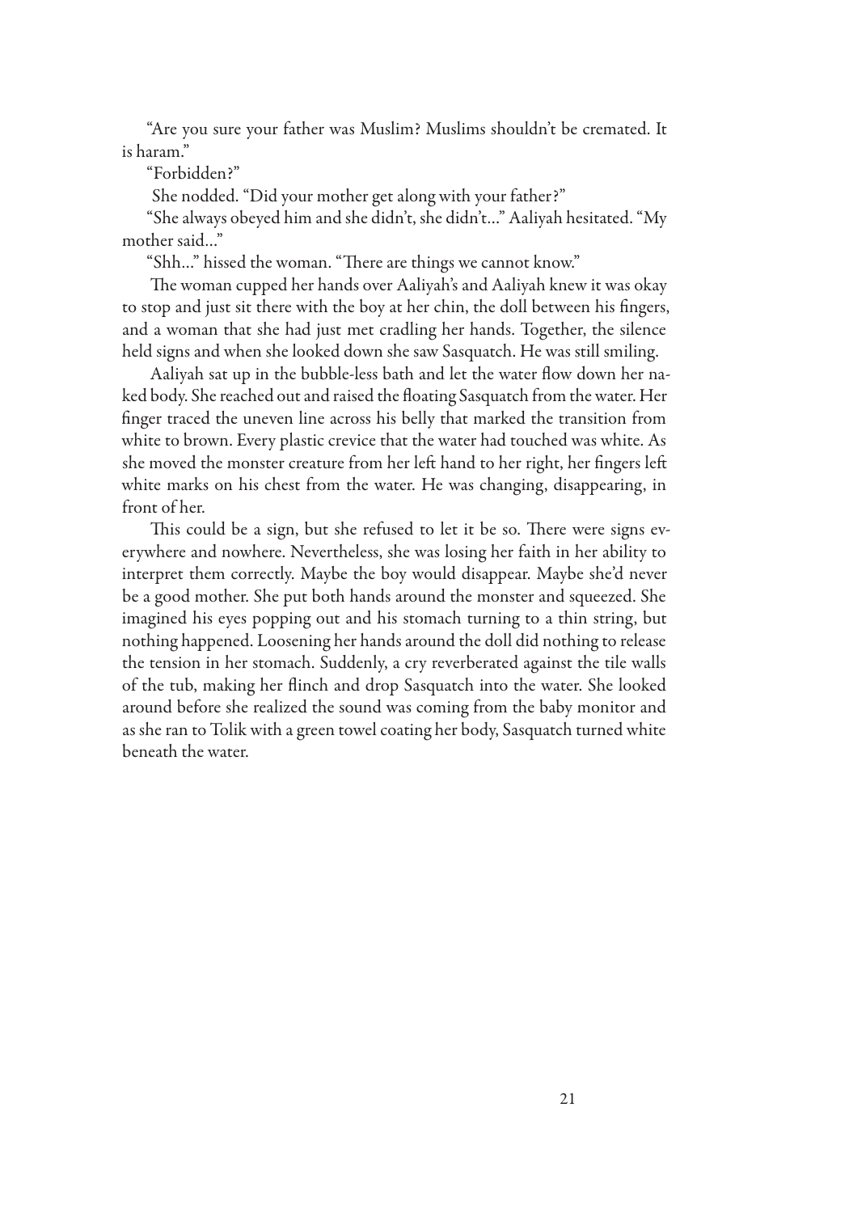"Are you sure your father was Muslim? Muslims shouldn't be cremated. It is haram."

"Forbidden?"

She nodded. "Did your mother get along with your father?"

"She always obeyed him and she didn't, she didn't..." Aaliyah hesitated. "My mother said..."

"Shh..." hissed the woman. "There are things we cannot know."

The woman cupped her hands over Aaliyah's and Aaliyah knew it was okay to stop and just sit there with the boy at her chin, the doll between his fingers, and a woman that she had just met cradling her hands. Together, the silence held signs and when she looked down she saw Sasquatch. He was still smiling.

Aaliyah sat up in the bubble-less bath and let the water flow down her naked body. She reached out and raised the floating Sasquatch from the water. Her finger traced the uneven line across his belly that marked the transition from white to brown. Every plastic crevice that the water had touched was white. As she moved the monster creature from her left hand to her right, her fingers left white marks on his chest from the water. He was changing, disappearing, in front of her.

This could be a sign, but she refused to let it be so. There were signs everywhere and nowhere. Nevertheless, she was losing her faith in her ability to interpret them correctly. Maybe the boy would disappear. Maybe she'd never be a good mother. She put both hands around the monster and squeezed. She imagined his eyes popping out and his stomach turning to a thin string, but nothing happened. Loosening her hands around the doll did nothing to release the tension in her stomach. Suddenly, a cry reverberated against the tile walls of the tub, making her flinch and drop Sasquatch into the water. She looked around before she realized the sound was coming from the baby monitor and as she ran to Tolik with a green towel coating her body, Sasquatch turned white beneath the water.